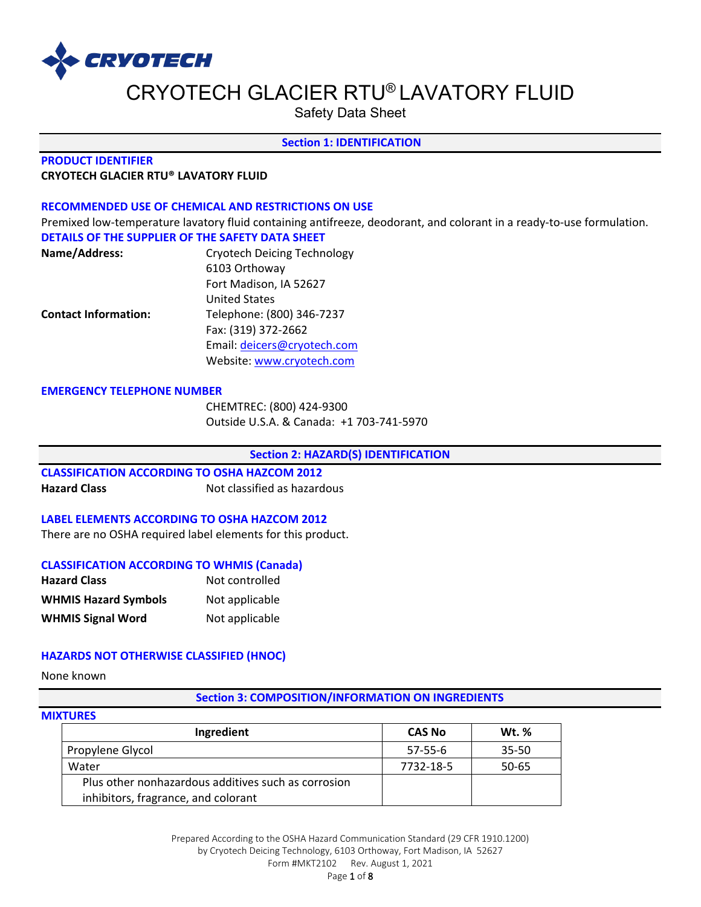CRYOTECH

# CRYOTECH GLACIER RTU® LAVATORY FLUID

Safety Data Sheet

## Section 1: IDENTIFICATION

### PRODUCT IDENTIFIER

**CRYOTECH GLACIER RTU® LAVATORY FLUID**

### RECOMMENDED USE OF CHEMICAL AND RESTRICTIONS ON USE

Premixed low-temperature lavatory fluid containing antifreeze, deodorant, and colorant in a ready-to-use formulation.

### DETAILS OF THE SUPPLIER OF THE SAFETY DATA SHEET

**Name/Address:**
Cryotech Deicing Technology
6103 Orthoway
Fort Madison, IA 52627
United States

**Contact Information:**
Telephone: (800) 346-7237
Fax: (319) 372-2662
Email: deicers@cryotech.com
Website: www.cryotech.com

### EMERGENCY TELEPHONE NUMBER

CHEMTREC: (800) 424-9300
Outside U.S.A. & Canada: +1 703-741-5970

## Section 2: HAZARD(S) IDENTIFICATION

### CLASSIFICATION ACCORDING TO OSHA HAZCOM 2012

**Hazard Class** Not classified as hazardous

### LABEL ELEMENTS ACCORDING TO OSHA HAZCOM 2012

There are no OSHA required label elements for this product.

### CLASSIFICATION ACCORDING TO WHMIS (Canada)

**Hazard Class** Not controlled

**WHMIS Hazard Symbols** Not applicable

**WHMIS Signal Word** Not applicable

### HAZARDS NOT OTHERWISE CLASSIFIED (HNOC)

None known

## Section 3: COMPOSITION/INFORMATION ON INGREDIENTS

### MIXTURES

| Ingredient | CAS No | Wt. % |
|---|---|---|
| Propylene Glycol | 57-55-6 | 35-50 |
| Water | 7732-18-5 | 50-65 |
| Plus other nonhazardous additives such as corrosion inhibitors, fragrance, and colorant | | |

Prepared According to the OSHA Hazard Communication Standard (29 CFR 1910.1200)
by Cryotech Deicing Technology, 6103 Orthoway, Fort Madison, IA 52627
Form #MKT2102 Rev. August 1, 2021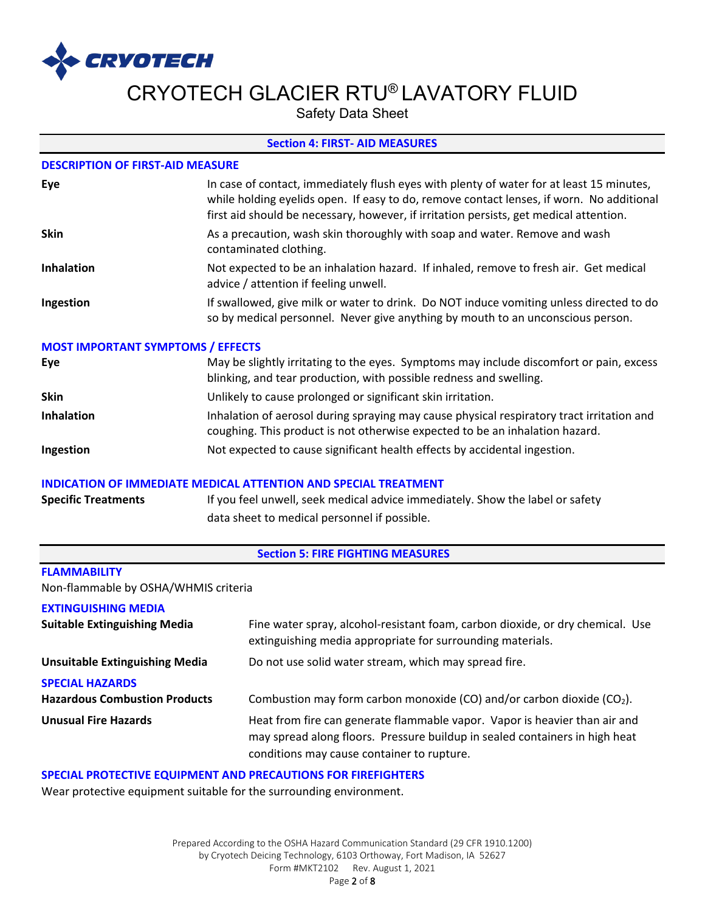## Section 4: FIRST- AID MEASURES

### DESCRIPTION OF FIRST-AID MEASURE

**Eye**
In case of contact, immediately flush eyes with plenty of water for at least 15 minutes, while holding eyelids open. If easy to do, remove contact lenses, if worn. No additional first aid should be necessary, however, if irritation persists, get medical attention.

**Skin**
As a precaution, wash skin thoroughly with soap and water. Remove and wash contaminated clothing.

**Inhalation**
Not expected to be an inhalation hazard. If inhaled, remove to fresh air. Get medical advice / attention if feeling unwell.

**Ingestion**
If swallowed, give milk or water to drink. Do NOT induce vomiting unless directed to do so by medical personnel. Never give anything by mouth to an unconscious person.

### MOST IMPORTANT SYMPTOMS / EFFECTS

**Eye**
May be slightly irritating to the eyes. Symptoms may include discomfort or pain, excess blinking, and tear production, with possible redness and swelling.

**Skin**
Unlikely to cause prolonged or significant skin irritation.

**Inhalation**
Inhalation of aerosol during spraying may cause physical respiratory tract irritation and coughing. This product is not otherwise expected to be an inhalation hazard.

**Ingestion**
Not expected to cause significant health effects by accidental ingestion.

### INDICATION OF IMMEDIATE MEDICAL ATTENTION AND SPECIAL TREATMENT

**Specific Treatments**
If you feel unwell, seek medical advice immediately. Show the label or safety data sheet to medical personnel if possible.

## Section 5: FIRE FIGHTING MEASURES

### FLAMMABILITY

Non-flammable by OSHA/WHMIS criteria

### EXTINGUISHING MEDIA

**Suitable Extinguishing Media**
Fine water spray, alcohol-resistant foam, carbon dioxide, or dry chemical. Use extinguishing media appropriate for surrounding materials.

**Unsuitable Extinguishing Media**
Do not use solid water stream, which may spread fire.

### SPECIAL HAZARDS

**Hazardous Combustion Products**
Combustion may form carbon monoxide (CO) and/or carbon dioxide ($CO_2$).

**Unusual Fire Hazards**
Heat from fire can generate flammable vapor. Vapor is heavier than air and may spread along floors. Pressure buildup in sealed containers in high heat conditions may cause container to rupture.

### SPECIAL PROTECTIVE EQUIPMENT AND PRECAUTIONS FOR FIREFIGHTERS

Wear protective equipment suitable for the surrounding environment.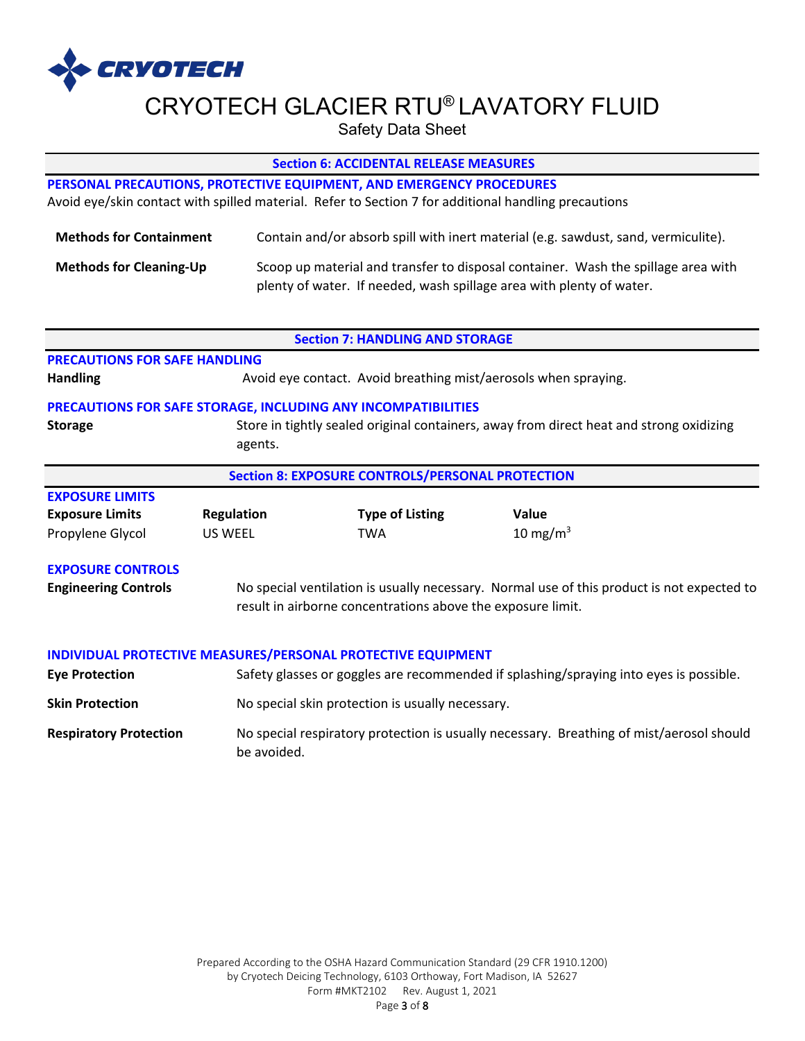## Section 6: ACCIDENTAL RELEASE MEASURES

### PERSONAL PRECAUTIONS, PROTECTIVE EQUIPMENT, AND EMERGENCY PROCEDURES

Avoid eye/skin contact with spilled material. Refer to Section 7 for additional handling precautions

**Methods for Containment** Contain and/or absorb spill with inert material (e.g. sawdust, sand, vermiculite).

**Methods for Cleaning-Up** Scoop up material and transfer to disposal container. Wash the spillage area with plenty of water. If needed, wash spillage area with plenty of water.

## Section 7: HANDLING AND STORAGE

### PRECAUTIONS FOR SAFE HANDLING

**Handling** Avoid eye contact. Avoid breathing mist/aerosols when spraying.

### PRECAUTIONS FOR SAFE STORAGE, INCLUDING ANY INCOMPATIBILITIES

**Storage** Store in tightly sealed original containers, away from direct heat and strong oxidizing agents.

## Section 8: EXPOSURE CONTROLS/PERSONAL PROTECTION

### EXPOSURE LIMITS

| Exposure Limits | Regulation | Type of Listing | Value |
|---|---|---|---|
| Propylene Glycol | US WEEL | TWA | 10 mg/m$^3$ |

### EXPOSURE CONTROLS

**Engineering Controls** No special ventilation is usually necessary. Normal use of this product is not expected to result in airborne concentrations above the exposure limit.

### INDIVIDUAL PROTECTIVE MEASURES/PERSONAL PROTECTIVE EQUIPMENT

**Eye Protection** Safety glasses or goggles are recommended if splashing/spraying into eyes is possible.

**Skin Protection** No special skin protection is usually necessary.

**Respiratory Protection** No special respiratory protection is usually necessary. Breathing of mist/aerosol should be avoided.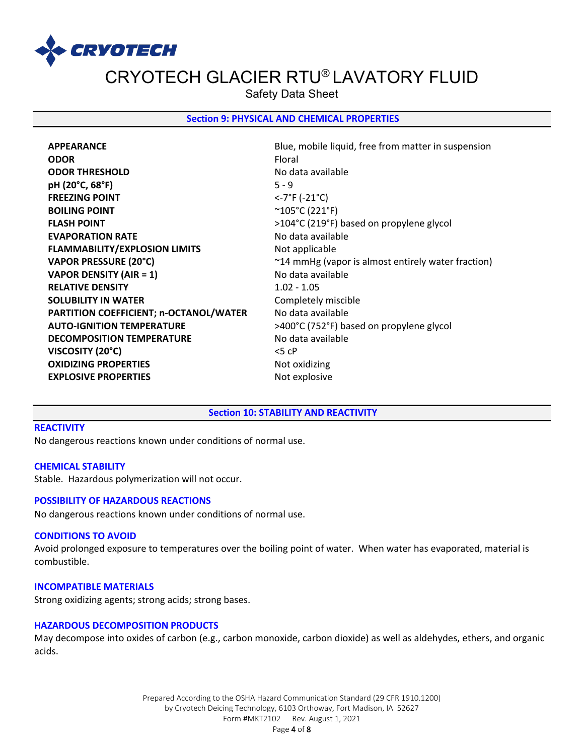## Section 9: PHYSICAL AND CHEMICAL PROPERTIES

| | |
|---|---|
| **APPEARANCE** | Blue, mobile liquid, free from matter in suspension |
| **ODOR** | Floral |
| **ODOR THRESHOLD** | No data available |
| **pH (20°C, 68°F)** | 5 - 9 |
| **FREEZING POINT** | <-7°F (-21°C) |
| **BOILING POINT** | ~105°C (221°F) |
| **FLASH POINT** | >104°C (219°F) based on propylene glycol |
| **EVAPORATION RATE** | No data available |
| **FLAMMABILITY/EXPLOSION LIMITS** | Not applicable |
| **VAPOR PRESSURE (20°C)** | ~14 mmHg (vapor is almost entirely water fraction) |
| **VAPOR DENSITY (AIR = 1)** | No data available |
| **RELATIVE DENSITY** | 1.02 - 1.05 |
| **SOLUBILITY IN WATER** | Completely miscible |
| **PARTITION COEFFICIENT; n-OCTANOL/WATER** | No data available |
| **AUTO-IGNITION TEMPERATURE** | >400°C (752°F) based on propylene glycol |
| **DECOMPOSITION TEMPERATURE** | No data available |
| **VISCOSITY (20°C)** | <5 cP |
| **OXIDIZING PROPERTIES** | Not oxidizing |
| **EXPLOSIVE PROPERTIES** | Not explosive |

## Section 10: STABILITY AND REACTIVITY

### REACTIVITY

No dangerous reactions known under conditions of normal use.

### CHEMICAL STABILITY

Stable. Hazardous polymerization will not occur.

### POSSIBILITY OF HAZARDOUS REACTIONS

No dangerous reactions known under conditions of normal use.

### CONDITIONS TO AVOID

Avoid prolonged exposure to temperatures over the boiling point of water. When water has evaporated, material is combustible.

### INCOMPATIBLE MATERIALS

Strong oxidizing agents; strong acids; strong bases.

### HAZARDOUS DECOMPOSITION PRODUCTS

May decompose into oxides of carbon (e.g., carbon monoxide, carbon dioxide) as well as aldehydes, ethers, and organic acids.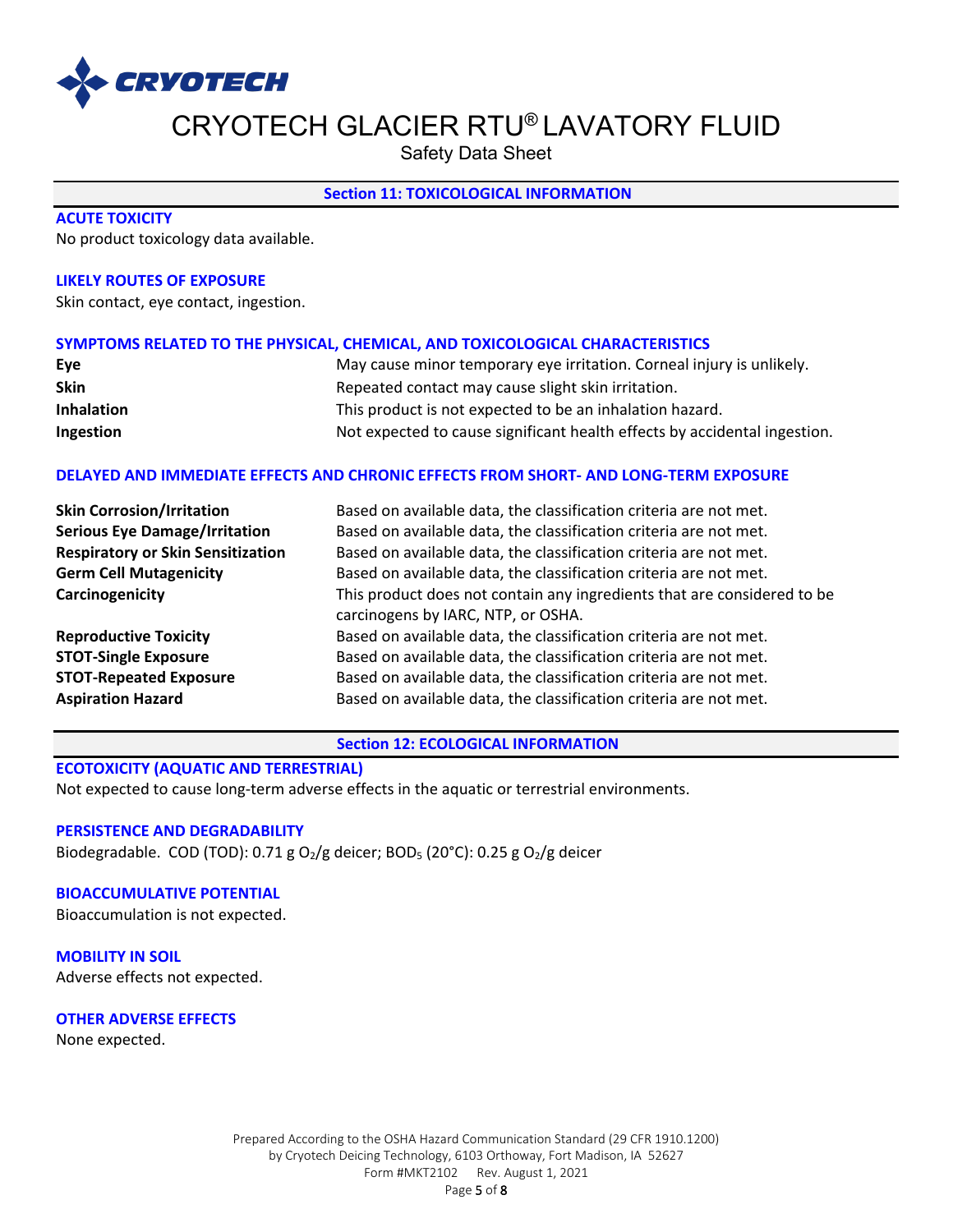## Section 11: TOXICOLOGICAL INFORMATION

### ACUTE TOXICITY

No product toxicology data available.

### LIKELY ROUTES OF EXPOSURE

Skin contact, eye contact, ingestion.

### SYMPTOMS RELATED TO THE PHYSICAL, CHEMICAL, AND TOXICOLOGICAL CHARACTERISTICS

| | |
|---|---|
| **Eye** | May cause minor temporary eye irritation. Corneal injury is unlikely. |
| **Skin** | Repeated contact may cause slight skin irritation. |
| **Inhalation** | This product is not expected to be an inhalation hazard. |
| **Ingestion** | Not expected to cause significant health effects by accidental ingestion. |

### DELAYED AND IMMEDIATE EFFECTS AND CHRONIC EFFECTS FROM SHORT- AND LONG-TERM EXPOSURE

| | |
|---|---|
| **Skin Corrosion/Irritation** | Based on available data, the classification criteria are not met. |
| **Serious Eye Damage/Irritation** | Based on available data, the classification criteria are not met. |
| **Respiratory or Skin Sensitization** | Based on available data, the classification criteria are not met. |
| **Germ Cell Mutagenicity** | Based on available data, the classification criteria are not met. |
| **Carcinogenicity** | This product does not contain any ingredients that are considered to be carcinogens by IARC, NTP, or OSHA. |
| **Reproductive Toxicity** | Based on available data, the classification criteria are not met. |
| **STOT-Single Exposure** | Based on available data, the classification criteria are not met. |
| **STOT-Repeated Exposure** | Based on available data, the classification criteria are not met. |
| **Aspiration Hazard** | Based on available data, the classification criteria are not met. |

## Section 12: ECOLOGICAL INFORMATION

### ECOTOXICITY (AQUATIC AND TERRESTRIAL)

Not expected to cause long-term adverse effects in the aquatic or terrestrial environments.

### PERSISTENCE AND DEGRADABILITY

Biodegradable. COD (TOD): 0.71 g $O_2$/g deicer; $BOD_5$ (20°C): 0.25 g $O_2$/g deicer

### BIOACCUMULATIVE POTENTIAL

Bioaccumulation is not expected.

### MOBILITY IN SOIL

Adverse effects not expected.

### OTHER ADVERSE EFFECTS

None expected.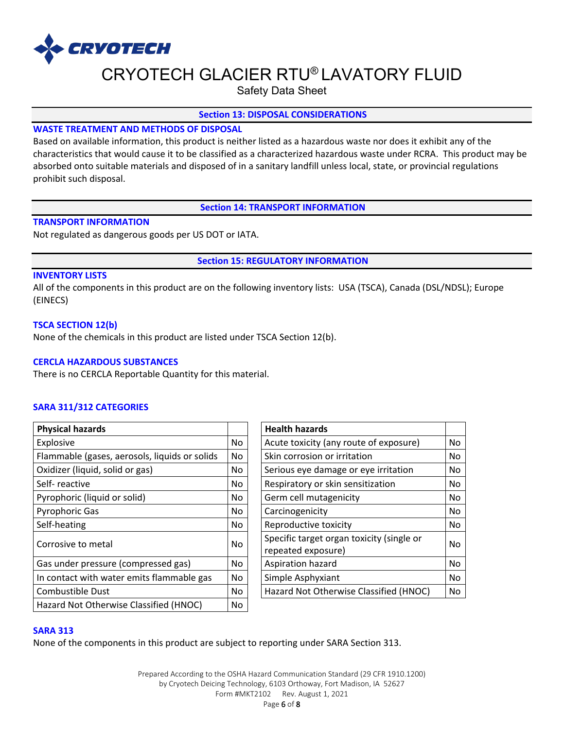## Section 13: DISPOSAL CONSIDERATIONS

### WASTE TREATMENT AND METHODS OF DISPOSAL

Based on available information, this product is neither listed as a hazardous waste nor does it exhibit any of the characteristics that would cause it to be classified as a characterized hazardous waste under RCRA. This product may be absorbed onto suitable materials and disposed of in a sanitary landfill unless local, state, or provincial regulations prohibit such disposal.

## Section 14: TRANSPORT INFORMATION

### TRANSPORT INFORMATION

Not regulated as dangerous goods per US DOT or IATA.

## Section 15: REGULATORY INFORMATION

### INVENTORY LISTS

All of the components in this product are on the following inventory lists: USA (TSCA), Canada (DSL/NDSL); Europe (EINECS)

### TSCA SECTION 12(b)

None of the chemicals in this product are listed under TSCA Section 12(b).

### CERCLA HAZARDOUS SUBSTANCES

There is no CERCLA Reportable Quantity for this material.

### SARA 311/312 CATEGORIES

| Physical hazards | |
|---|---|
| Explosive | No |
| Flammable (gases, aerosols, liquids or solids | No |
| Oxidizer (liquid, solid or gas) | No |
| Self- reactive | No |
| Pyrophoric (liquid or solid) | No |
| Pyrophoric Gas | No |
| Self-heating | No |
| Corrosive to metal | No |
| Gas under pressure (compressed gas) | No |
| In contact with water emits flammable gas | No |
| Combustible Dust | No |
| Hazard Not Otherwise Classified (HNOC) | No |

| Health hazards | |
|---|---|
| Acute toxicity (any route of exposure) | No |
| Skin corrosion or irritation | No |
| Serious eye damage or eye irritation | No |
| Respiratory or skin sensitization | No |
| Germ cell mutagenicity | No |
| Carcinogenicity | No |
| Reproductive toxicity | No |
| Specific target organ toxicity (single or repeated exposure) | No |
| Aspiration hazard | No |
| Simple Asphyxiant | No |
| Hazard Not Otherwise Classified (HNOC) | No |

### SARA 313

None of the components in this product are subject to reporting under SARA Section 313.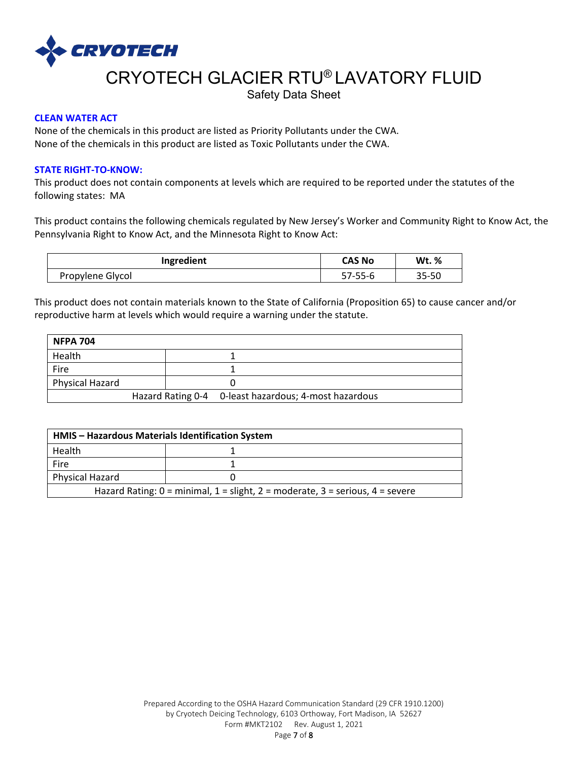**CLEAN WATER ACT**

None of the chemicals in this product are listed as Priority Pollutants under the CWA.
None of the chemicals in this product are listed as Toxic Pollutants under the CWA.

**STATE RIGHT-TO-KNOW:**

This product does not contain components at levels which are required to be reported under the statutes of the following states: MA

This product contains the following chemicals regulated by New Jersey's Worker and Community Right to Know Act, the Pennsylvania Right to Know Act, and the Minnesota Right to Know Act:

| Ingredient | CAS No | Wt. % |
|---|---|---|
| Propylene Glycol | 57-55-6 | 35-50 |

This product does not contain materials known to the State of California (Proposition 65) to cause cancer and/or reproductive harm at levels which would require a warning under the statute.

| NFPA 704 | |
|---|---|
| Health | 1 |
| Fire | 1 |
| Physical Hazard | 0 |
| Hazard Rating 0-4 | 0-least hazardous; 4-most hazardous |

| HMIS – Hazardous Materials Identification System | |
|---|---|
| Health | 1 |
| Fire | 1 |
| Physical Hazard | 0 |
| Hazard Rating: 0 = minimal, 1 = slight, 2 = moderate, 3 = serious, 4 = severe | |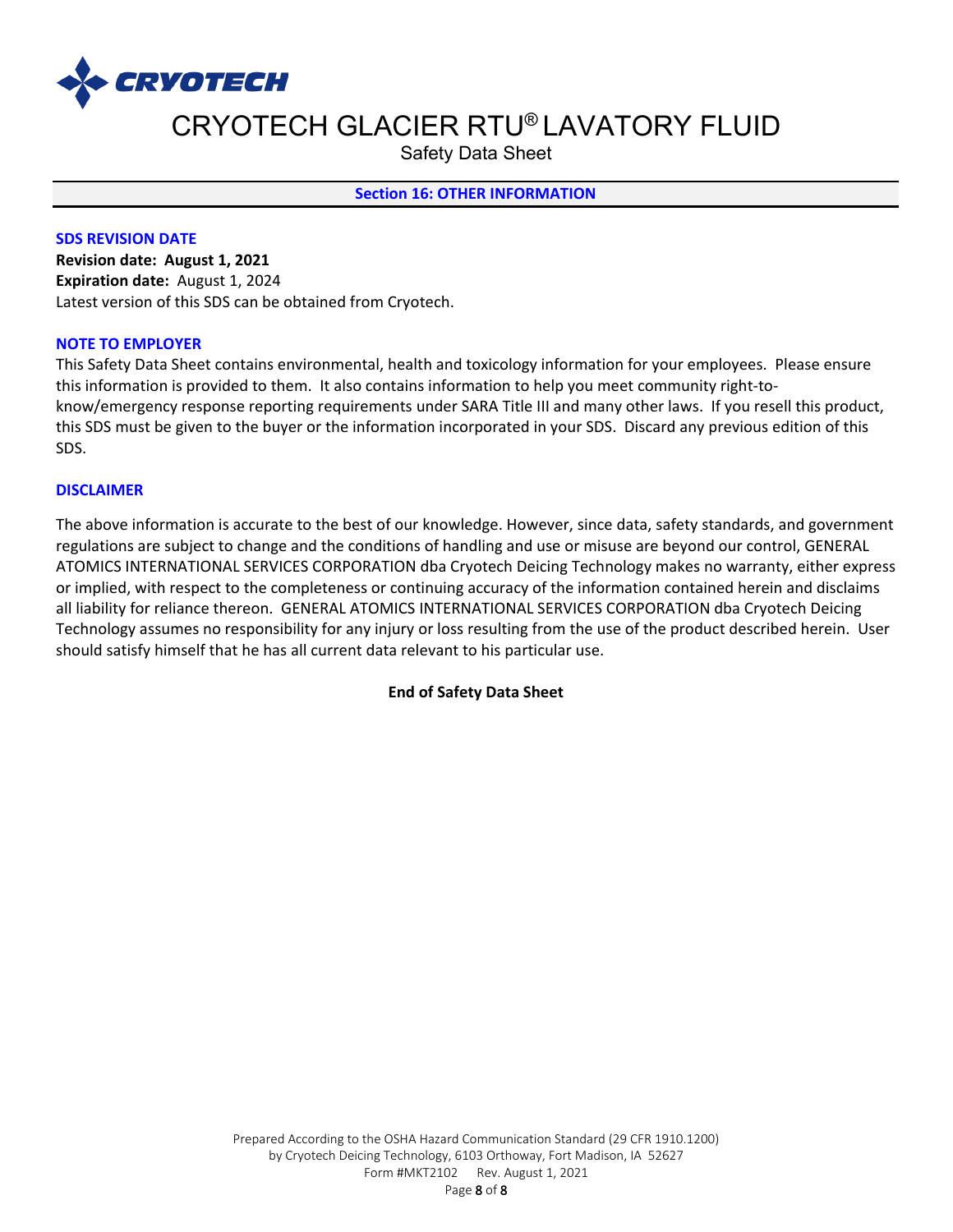# CRYOTECH GLACIER RTU® LAVATORY FLUID

Safety Data Sheet

## Section 16: OTHER INFORMATION

### SDS REVISION DATE

**Revision date: August 1, 2021**
**Expiration date:** August 1, 2024
Latest version of this SDS can be obtained from Cryotech.

### NOTE TO EMPLOYER

This Safety Data Sheet contains environmental, health and toxicology information for your employees. Please ensure this information is provided to them. It also contains information to help you meet community right-to-know/emergency response reporting requirements under SARA Title III and many other laws. If you resell this product, this SDS must be given to the buyer or the information incorporated in your SDS. Discard any previous edition of this SDS.

### DISCLAIMER

The above information is accurate to the best of our knowledge. However, since data, safety standards, and government regulations are subject to change and the conditions of handling and use or misuse are beyond our control, GENERAL ATOMICS INTERNATIONAL SERVICES CORPORATION dba Cryotech Deicing Technology makes no warranty, either express or implied, with respect to the completeness or continuing accuracy of the information contained herein and disclaims all liability for reliance thereon. GENERAL ATOMICS INTERNATIONAL SERVICES CORPORATION dba Cryotech Deicing Technology assumes no responsibility for any injury or loss resulting from the use of the product described herein. User should satisfy himself that he has all current data relevant to his particular use.

**End of Safety Data Sheet**